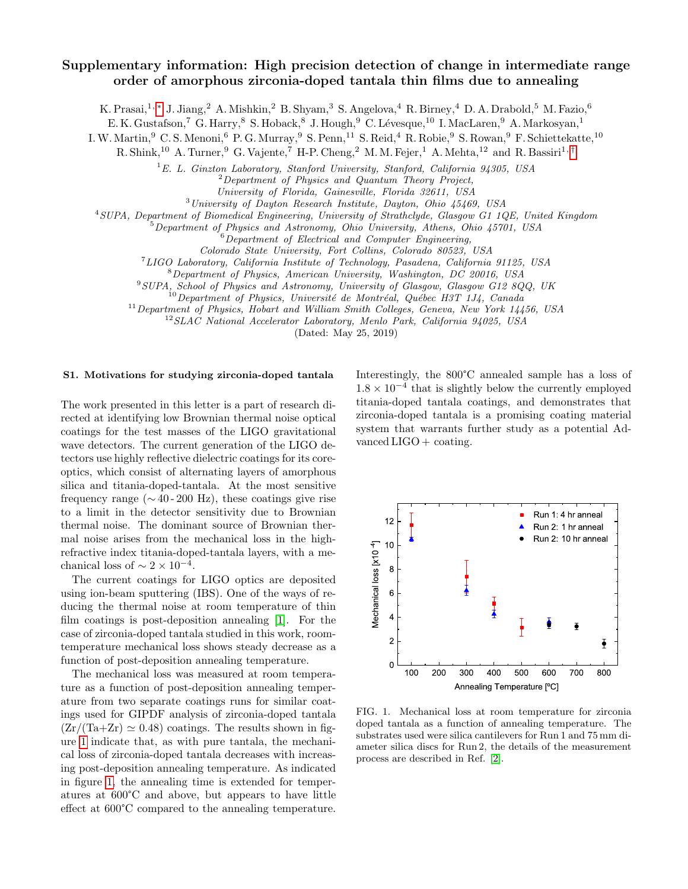# Supplementary information: High precision detection of change in intermediate range order of amorphous zirconia-doped tantala thin films due to annealing

K. Prasai,[1,*] J. Jiang,[2] A. Mishkin,[2] B. Shyam,[3] S. Angelova,[4] R. Birney,[4] D. A. Drabold,[5] M. Fazio,[6] E. K. Gustafson,[7] G. Harry,[8] S. Hoback,[8] J. Hough,[9] C. Lévesque,[10] I. MacLaren,[9] A. Markosyan,[1] I. W. Martin,[9] C. S. Menoni,[6] P. G. Murray,[9] S. Penn,[11] S. Reid,[4] R. Robie,[9] S. Rowan,[9] F. Schiettekatte,[10] R. Shink,[10] A. Turner,[9] G. Vajente,[7] H-P. Cheng,[2] M. M. Fejer,[1] A. Mehta,[12] and R. Bassiri[1,†]

[1] *E. L. Ginzton Laboratory, Stanford University, Stanford, California 94305, USA*
[2] *Department of Physics and Quantum Theory Project, University of Florida, Gainesville, Florida 32611, USA*
[3] *University of Dayton Research Institute, Dayton, Ohio 45469, USA*
[4] *SUPA, Department of Biomedical Engineering, University of Strathclyde, Glasgow G1 1QE, United Kingdom*
[5] *Department of Physics and Astronomy, Ohio University, Athens, Ohio 45701, USA*
[6] *Department of Electrical and Computer Engineering, Colorado State University, Fort Collins, Colorado 80523, USA*
[7] *LIGO Laboratory, California Institute of Technology, Pasadena, California 91125, USA*
[8] *Department of Physics, American University, Washington, DC 20016, USA*
[9] *SUPA, School of Physics and Astronomy, University of Glasgow, Glasgow G12 8QQ, UK*
[10] *Department of Physics, Université de Montréal, Québec H3T 1J4, Canada*
[11] *Department of Physics, Hobart and William Smith Colleges, Geneva, New York 14456, USA*
[12] *SLAC National Accelerator Laboratory, Menlo Park, California 94025, USA*

(Dated: May 25, 2019)

## S1. Motivations for studying zirconia-doped tantala

The work presented in this letter is a part of research directed at identifying low Brownian thermal noise optical coatings for the test masses of the LIGO gravitational wave detectors. The current generation of the LIGO detectors use highly reflective dielectric coatings for its core-optics, which consist of alternating layers of amorphous silica and titania-doped-tantala. At the most sensitive frequency range ($\sim$40 - 200 Hz), these coatings give rise to a limit in the detector sensitivity due to Brownian thermal noise. The dominant source of Brownian thermal noise arises from the mechanical loss in the high-refractive index titania-doped-tantala layers, with a mechanical loss of $\sim 2 \times 10^{-4}$.

The current coatings for LIGO optics are deposited using ion-beam sputtering (IBS). One of the ways of reducing the thermal noise at room temperature of thin film coatings is post-deposition annealing [1]. For the case of zirconia-doped tantala studied in this work, room-temperature mechanical loss shows steady decrease as a function of post-deposition annealing temperature.

The mechanical loss was measured at room temperature as a function of post-deposition annealing temperature from two separate coatings runs for similar coatings used for GIPDF analysis of zirconia-doped tantala ($\mathrm{Zr/(Ta+Zr)} \simeq 0.48$) coatings. The results shown in figure 1 indicate that, as with pure tantala, the mechanical loss of zirconia-doped tantala decreases with increasing post-deposition annealing temperature. As indicated in figure 1, the annealing time is extended for temperatures at 600°C and above, but appears to have little effect at 600°C compared to the annealing temperature. Interestingly, the 800°C annealed sample has a loss of $1.8 \times 10^{-4}$ that is slightly below the currently employed titania-doped tantala coatings, and demonstrates that zirconia-doped tantala is a promising coating material system that warrants further study as a potential Advanced LIGO + coating.

FIG. 1. Mechanical loss at room temperature for zirconia doped tantala as a function of annealing temperature. The substrates used were silica cantilevers for Run 1 and 75 mm diameter silica discs for Run 2, the details of the measurement process are described in Ref. [2].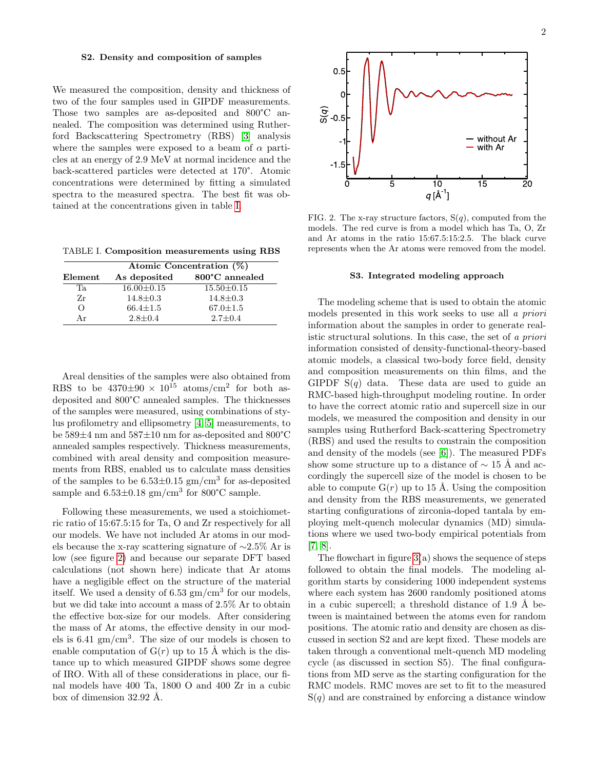### S2. Density and composition of samples

We measured the composition, density and thickness of two of the four samples used in GIPDF measurements. Those two samples are as-deposited and 800°C annealed. The composition was determined using Rutherford Backscattering Spectrometry (RBS) [3] analysis where the samples were exposed to a beam of $\alpha$ particles at an energy of 2.9 MeV at normal incidence and the back-scattered particles were detected at 170°. Atomic concentrations were determined by fitting a simulated spectra to the measured spectra. The best fit was obtained at the concentrations given in table I.

TABLE I. **Composition measurements using RBS**

| Element | Atomic Concentration (%) | |
|---|---|---|
| | **As deposited** | **800°C annealed** |
| Ta | 16.00±0.15 | 15.50±0.15 |
| Zr | 14.8±0.3 | 14.8±0.3 |
| O | 66.4±1.5 | 67.0±1.5 |
| Ar | 2.8±0.4 | 2.7±0.4 |

Areal densities of the samples were also obtained from RBS to be $4370 \pm 90 \times 10^{15}$ atoms/cm$^2$ for both as-deposited and 800°C annealed samples. The thicknesses of the samples were measured, using combinations of stylus profilometry and ellipsometry [4, 5] measurements, to be 589±4 nm and 587±10 nm for as-deposited and 800°C annealed samples respectively. Thickness measurements, combined with areal density and composition measurements from RBS, enabled us to calculate mass densities of the samples to be 6.53±0.15 gm/cm$^3$ for as-deposited sample and 6.53±0.18 gm/cm$^3$ for 800°C sample.

Following these measurements, we used a stoichiometric ratio of 15:67.5:15 for Ta, O and Zr respectively for all our models. We have not included Ar atoms in our models because the x-ray scattering signature of ~2.5% Ar is low (see figure 2) and because our separate DFT based calculations (not shown here) indicate that Ar atoms have a negligible effect on the structure of the material itself. We used a density of 6.53 gm/cm$^3$ for our models, but we did take into account a mass of 2.5% Ar to obtain the effective box-size for our models. After considering the mass of Ar atoms, the effective density in our models is 6.41 gm/cm$^3$. The size of our models is chosen to enable computation of G($r$) up to 15 Å which is the distance up to which measured GIPDF shows some degree of IRO. With all of these considerations in place, our final models have 400 Ta, 1800 O and 400 Zr in a cubic box of dimension 32.92 Å.

FIG. 2. The x-ray structure factors, S($q$), computed from the models. The red curve is from a model which has Ta, O, Zr and Ar atoms in the ratio 15:67.5:15:2.5. The black curve represents when the Ar atoms were removed from the model.

### S3. Integrated modeling approach

The modeling scheme that is used to obtain the atomic models presented in this work seeks to use all *a priori* information about the samples in order to generate realistic structural solutions. In this case, the set of *a priori* information consisted of density-functional-theory-based atomic models, a classical two-body force field, density and composition measurements on thin films, and the GIPDF S($q$) data. These data are used to guide an RMC-based high-throughput modeling routine. In order to have the correct atomic ratio and supercell size in our models, we measured the composition and density in our samples using Rutherford Back-scattering Spectrometry (RBS) and used the results to constrain the composition and density of the models (see [6]). The measured PDFs show some structure up to a distance of ~ 15 Å and accordingly the supercell size of the model is chosen to be able to compute G($r$) up to 15 Å. Using the composition and density from the RBS measurements, we generated starting configurations of zirconia-doped tantala by employing melt-quench molecular dynamics (MD) simulations where we used two-body empirical potentials from [7, 8].

The flowchart in figure 3(a) shows the sequence of steps followed to obtain the final models. The modeling algorithm starts by considering 1000 independent systems where each system has 2600 randomly positioned atoms in a cubic supercell; a threshold distance of 1.9 Å between is maintained between the atoms even for random positions. The atomic ratio and density are chosen as discussed in section S2 and are kept fixed. These models are taken through a conventional melt-quench MD modeling cycle (as discussed in section S5). The final configurations from MD serve as the starting configuration for the RMC models. RMC moves are set to fit to the measured S($q$) and are constrained by enforcing a distance window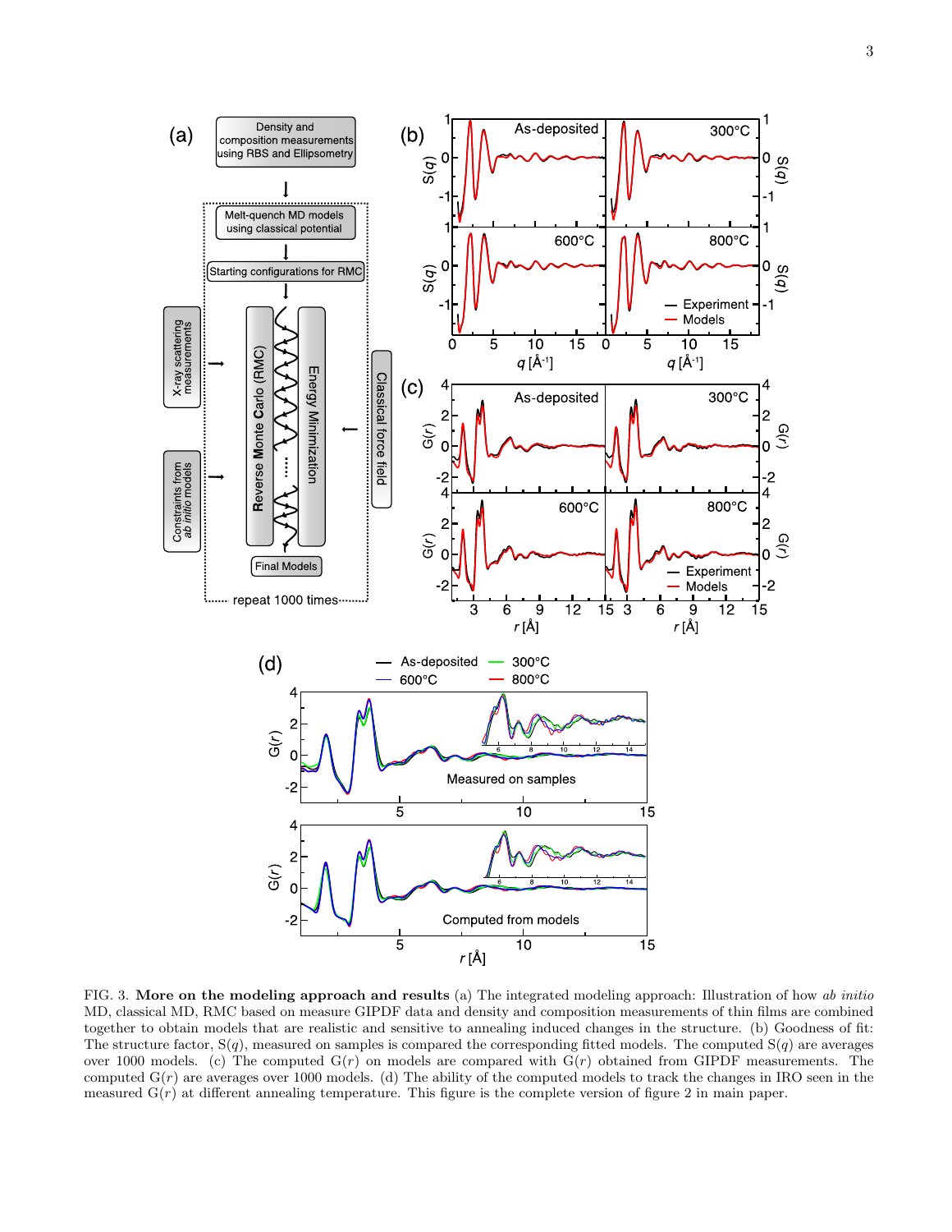FIG. 3. **More on the modeling approach and results** (a) The integrated modeling approach: Illustration of how *ab initio* MD, classical MD, RMC based on measure GIPDF data and density and composition measurements of thin films are combined together to obtain models that are realistic and sensitive to annealing induced changes in the structure. (b) Goodness of fit: The structure factor, S($q$), measured on samples is compared the corresponding fitted models. The computed S($q$) are averages over 1000 models. (c) The computed G($r$) on models are compared with G($r$) obtained from GIPDF measurements. The computed G($r$) are averages over 1000 models. (d) The ability of the computed models to track the changes in IRO seen in the measured G($r$) at different annealing temperature. This figure is the complete version of figure 2 in main paper.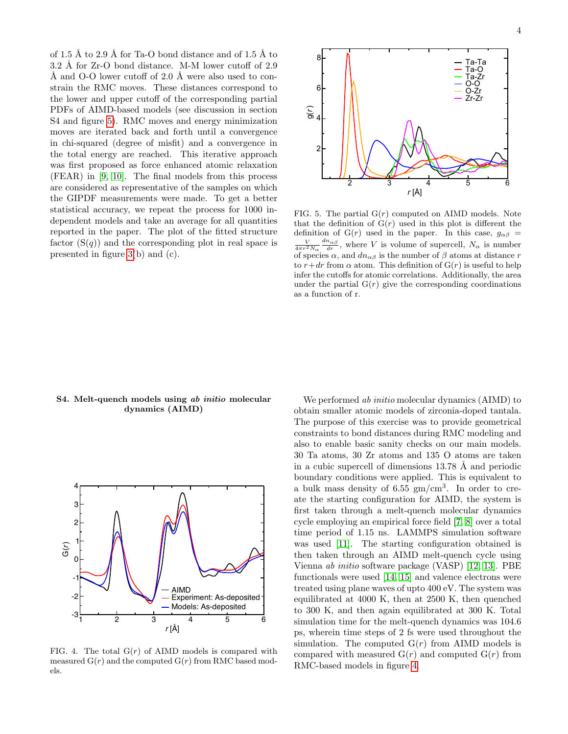of 1.5 Å to 2.9 Å for Ta-O bond distance and of 1.5 Å to 3.2 Å for Zr-O bond distance. M-M lower cutoff of 2.9 Å and O-O lower cutoff of 2.0 Å were also used to constrain the RMC moves. These distances correspond to the lower and upper cutoff of the corresponding partial PDFs of AIMD-based models (see discussion in section S4 and figure 5). RMC moves and energy minimization moves are iterated back and forth until a convergence in chi-squared (degree of misfit) and a convergence in the total energy are reached. This iterative approach was first proposed as force enhanced atomic relaxation (FEAR) in [9, 10]. The final models from this process are considered as representative of the samples on which the GIPDF measurements were made. To get a better statistical accuracy, we repeat the process for 1000 independent models and take an average for all quantities reported in the paper. The plot of the fitted structure factor (S($q$)) and the corresponding plot in real space is presented in figure 3(b) and (c).

FIG. 5. The partial G($r$) computed on AIMD models. Note that the definition of G($r$) used in this plot is different the definition of G($r$) used in the paper. In this case, $g_{\alpha\beta} = \frac{V}{4\pi r^2 N_\alpha}\frac{dn_{\alpha\beta}}{dr}$, where $V$ is volume of supercell, $N_\alpha$ is number of species $\alpha$, and $dn_{\alpha\beta}$ is the number of $\beta$ atoms at distance $r$ to $r+dr$ from $\alpha$ atom. This definition of G($r$) is useful to help infer the cutoffs for atomic correlations. Additionally, the area under the partial G($r$) give the corresponding coordinations as a function of r.

## S4. Melt-quench models using *ab initio* molecular dynamics (AIMD)

FIG. 4. The total G($r$) of AIMD models is compared with measured G($r$) and the computed G($r$) from RMC based models.

We performed *ab initio* molecular dynamics (AIMD) to obtain smaller atomic models of zirconia-doped tantala. The purpose of this exercise was to provide geometrical constraints to bond distances during RMC modeling and also to enable basic sanity checks on our main models. 30 Ta atoms, 30 Zr atoms and 135 O atoms are taken in a cubic supercell of dimensions 13.78 Å and periodic boundary conditions were applied. This is equivalent to a bulk mass density of 6.55 gm/cm$^3$. In order to create the starting configuration for AIMD, the system is first taken through a melt-quench molecular dynamics cycle employing an empirical force field [7, 8] over a total time period of 1.15 ns. LAMMPS simulation software was used [11]. The starting configuration obtained is then taken through an AIMD melt-quench cycle using Vienna *ab initio* software package (VASP) [12, 13]. PBE functionals were used [14, 15] and valence electrons were treated using plane waves of upto 400 eV. The system was equilibrated at 4000 K, then at 2500 K, then quenched to 300 K, and then again equilibrated at 300 K. Total simulation time for the melt-quench dynamics was 104.6 ps, wherein time steps of 2 fs were used throughout the simulation. The computed G($r$) from AIMD models is compared with measured G($r$) and computed G($r$) from RMC-based models in figure 4.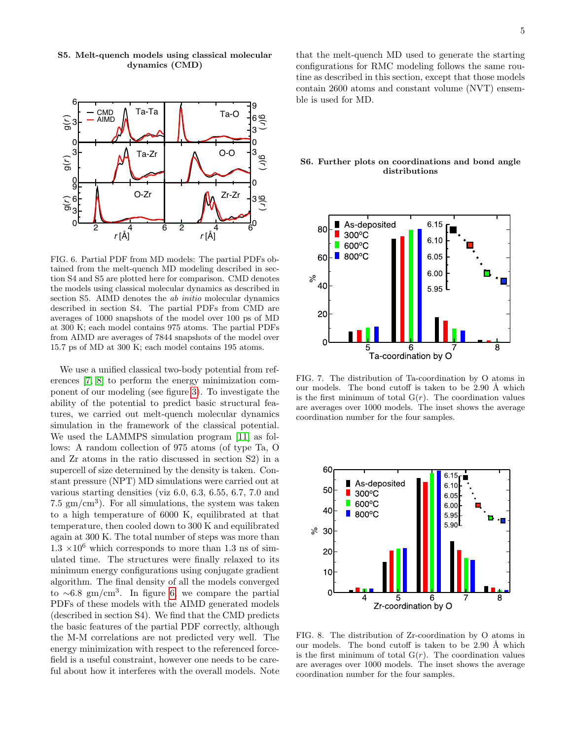## S5. Melt-quench models using classical molecular dynamics (CMD)

FIG. 6. Partial PDF from MD models: The partial PDFs obtained from the melt-quench MD modeling described in section S4 and S5 are plotted here for comparison. CMD denotes the models using classical molecular dynamics as described in section S5. AIMD denotes the *ab initio* molecular dynamics described in section S4. The partial PDFs from CMD are averages of 1000 snapshots of the model over 100 ps of MD at 300 K; each model contains 975 atoms. The partial PDFs from AIMD are averages of 7844 snapshots of the model over 15.7 ps of MD at 300 K; each model contains 195 atoms.

We use a unified classical two-body potential from references [7, 8] to perform the energy minimization component of our modeling (see figure 3). To investigate the ability of the potential to predict basic structural features, we carried out melt-quench molecular dynamics simulation in the framework of the classical potential. We used the LAMMPS simulation program [11] as follows: A random collection of 975 atoms (of type Ta, O and Zr atoms in the ratio discussed in section S2) in a supercell of size determined by the density is taken. Constant pressure (NPT) MD simulations were carried out at various starting densities (viz 6.0, 6.3, 6.55, 6.7, 7.0 and 7.5 gm/cm$^3$). For all simulations, the system was taken to a high temperature of 6000 K, equilibrated at that temperature, then cooled down to 300 K and equilibrated again at 300 K. The total number of steps was more than $1.3 \times 10^6$ which corresponds to more than 1.3 ns of simulated time. The structures were finally relaxed to its minimum energy configurations using conjugate gradient algorithm. The final density of all the models converged to $\sim$6.8 gm/cm$^3$. In figure 6, we compare the partial PDFs of these models with the AIMD generated models (described in section S4). We find that the CMD predicts the basic features of the partial PDF correctly, although the M-M correlations are not predicted very well. The energy minimization with respect to the referenced forcefield is a useful constraint, however one needs to be careful about how it interferes with the overall models. Note that the melt-quench MD used to generate the starting configurations for RMC modeling follows the same routine as described in this section, except that those models contain 2600 atoms and constant volume (NVT) ensemble is used for MD.

## S6. Further plots on coordinations and bond angle distributions

FIG. 7. The distribution of Ta-coordination by O atoms in our models. The bond cutoff is taken to be 2.90 Å which is the first minimum of total G($r$). The coordination values are averages over 1000 models. The inset shows the average coordination number for the four samples.

FIG. 8. The distribution of Zr-coordination by O atoms in our models. The bond cutoff is taken to be 2.90 Å which is the first minimum of total G($r$). The coordination values are averages over 1000 models. The inset shows the average coordination number for the four samples.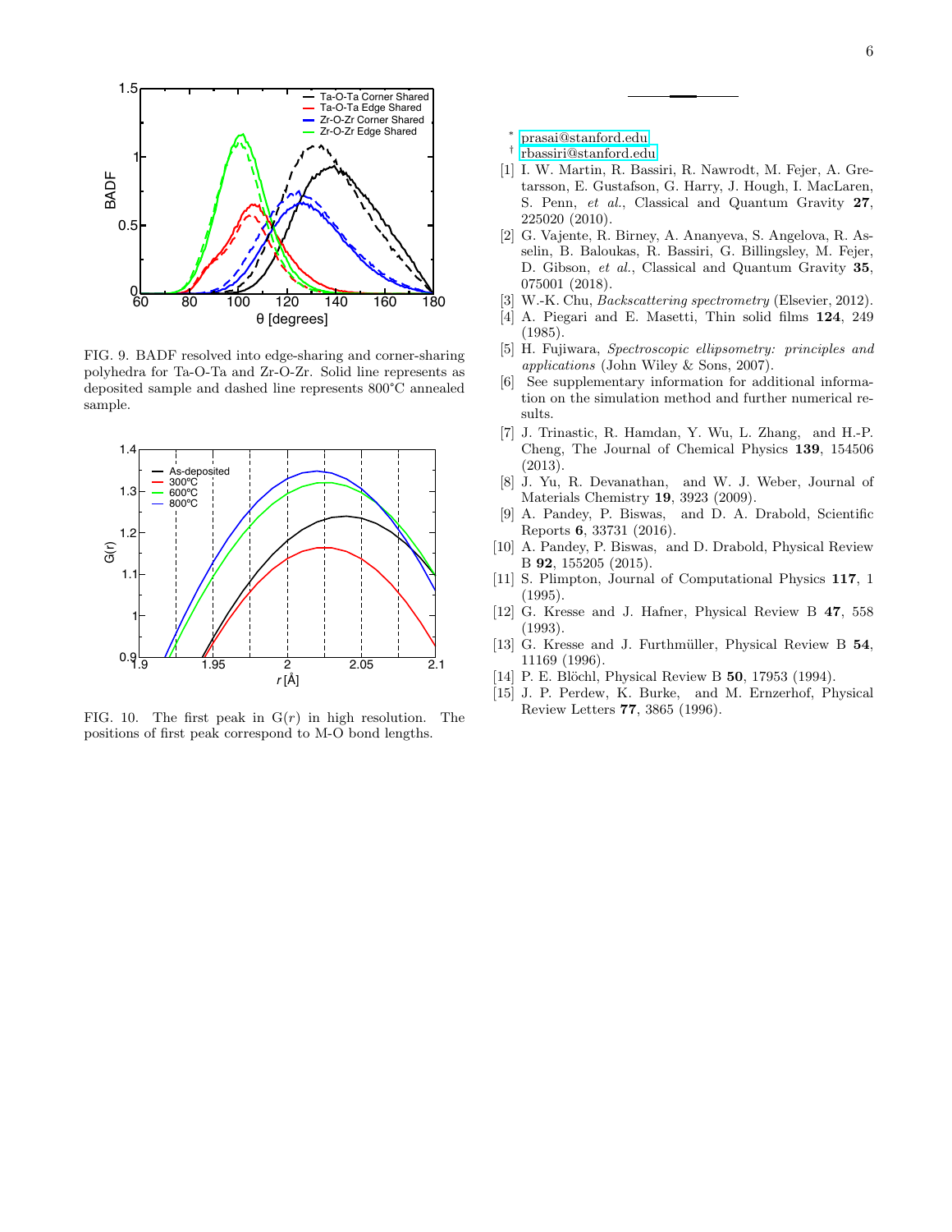1.5
Ta-O-Ta Corner Shared
Ta-O-Ta Edge Shared
Zr-O-Zr Corner Shared
Zr-O-Zr Edge Shared
1
BADF
0.5
0
60 80 100 120 140 160 180
θ [degrees]

FIG. 9. BADF resolved into edge-sharing and corner-sharing polyhedra for Ta-O-Ta and Zr-O-Zr. Solid line represents as deposited sample and dashed line represents 800°C annealed sample.

1.4
As-deposited
300°C
600°C
800°C
1.3
1.2
G(r)
1.1
1
0.9
1.9 1.95 2 2.05 2.1
$r$ [Å]

FIG. 10. The first peak in G($r$) in high resolution. The positions of first peak correspond to M-O bond lengths.

\* prasai@stanford.edu

† rbassiri@stanford.edu

[1] I. W. Martin, R. Bassiri, R. Nawrodt, M. Fejer, A. Gretarsson, E. Gustafson, G. Harry, J. Hough, I. MacLaren, S. Penn, *et al.*, Classical and Quantum Gravity **27**, 225020 (2010).

[2] G. Vajente, R. Birney, A. Ananyeva, S. Angelova, R. Asselin, B. Baloukas, R. Bassiri, G. Billingsley, M. Fejer, D. Gibson, *et al.*, Classical and Quantum Gravity **35**, 075001 (2018).

[3] W.-K. Chu, *Backscattering spectrometry* (Elsevier, 2012).

[4] A. Piegari and E. Masetti, Thin solid films **124**, 249 (1985).

[5] H. Fujiwara, *Spectroscopic ellipsometry: principles and applications* (John Wiley & Sons, 2007).

[6] See supplementary information for additional information on the simulation method and further numerical results.

[7] J. Trinastic, R. Hamdan, Y. Wu, L. Zhang, and H.-P. Cheng, The Journal of Chemical Physics **139**, 154506 (2013).

[8] J. Yu, R. Devanathan, and W. J. Weber, Journal of Materials Chemistry **19**, 3923 (2009).

[9] A. Pandey, P. Biswas, and D. A. Drabold, Scientific Reports **6**, 33731 (2016).

[10] A. Pandey, P. Biswas, and D. Drabold, Physical Review B **92**, 155205 (2015).

[11] S. Plimpton, Journal of Computational Physics **117**, 1 (1995).

[12] G. Kresse and J. Hafner, Physical Review B **47**, 558 (1993).

[13] G. Kresse and J. Furthmüller, Physical Review B **54**, 11169 (1996).

[14] P. E. Blöchl, Physical Review B **50**, 17953 (1994).

[15] J. P. Perdew, K. Burke, and M. Ernzerhof, Physical Review Letters **77**, 3865 (1996).